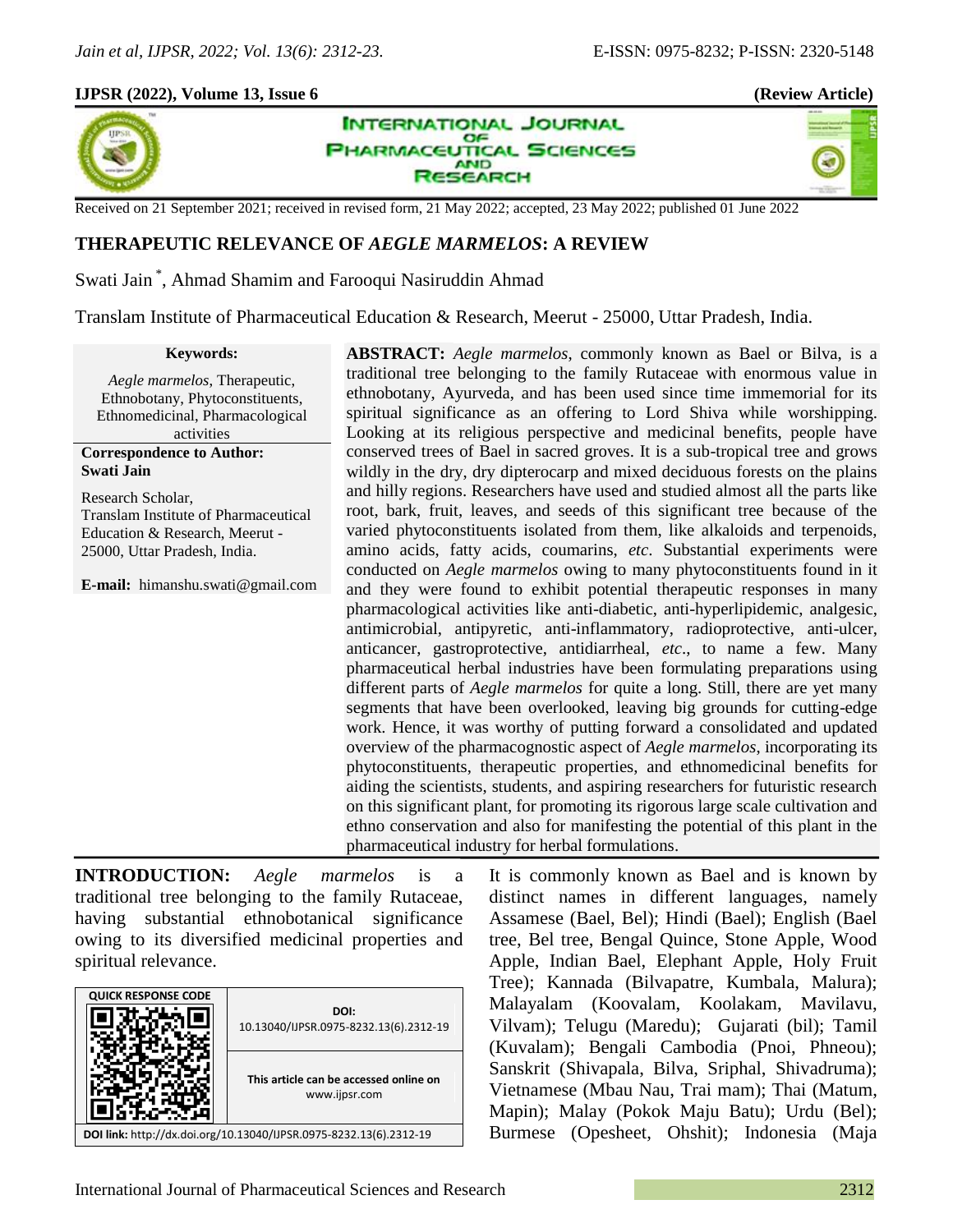Received on 21 September 2021; received in revised form, 21 May 2022; accepted, 23 May 2022; published 01 June 2022

# THERAPEUTIC RELEVANCE OF *AEGLE MARMELOS*: A REVIEW

Swati Jain [*], Ahmad Shamim and Farooqui Nasiruddin Ahmad

Translam Institute of Pharmaceutical Education & Research, Meerut - 25000, Uttar Pradesh, India.

**Keywords:**

*Aegle marmelos*, Therapeutic, Ethnobotany, Phytoconstituents, Ethnomedicinal, Pharmacological activities

**Correspondence to Author:**
**Swati Jain**

Research Scholar,
Translam Institute of Pharmaceutical Education & Research, Meerut - 25000, Uttar Pradesh, India.

**E-mail:** himanshu.swati@gmail.com

**ABSTRACT:** *Aegle marmelos*, commonly known as Bael or Bilva, is a traditional tree belonging to the family Rutaceae with enormous value in ethnobotany, Ayurveda, and has been used since time immemorial for its spiritual significance as an offering to Lord Shiva while worshipping. Looking at its religious perspective and medicinal benefits, people have conserved trees of Bael in sacred groves. It is a sub-tropical tree and grows wildly in the dry, dry dipterocarp and mixed deciduous forests on the plains and hilly regions. Researchers have used and studied almost all the parts like root, bark, fruit, leaves, and seeds of this significant tree because of the varied phytoconstituents isolated from them, like alkaloids and terpenoids, amino acids, fatty acids, coumarins, *etc*. Substantial experiments were conducted on *Aegle marmelos* owing to many phytoconstituents found in it and they were found to exhibit potential therapeutic responses in many pharmacological activities like anti-diabetic, anti-hyperlipidemic, analgesic, antimicrobial, antipyretic, anti-inflammatory, radioprotective, anti-ulcer, anticancer, gastroprotective, antidiarrheal, *etc.*, to name a few. Many pharmaceutical herbal industries have been formulating preparations using different parts of *Aegle marmelos* for quite a long. Still, there are yet many segments that have been overlooked, leaving big grounds for cutting-edge work. Hence, it was worthy of putting forward a consolidated and updated overview of the pharmacognostic aspect of *Aegle marmelos*, incorporating its phytoconstituents, therapeutic properties, and ethnomedicinal benefits for aiding the scientists, students, and aspiring researchers for futuristic research on this significant plant, for promoting its rigorous large scale cultivation and ethno conservation and also for manifesting the potential of this plant in the pharmaceutical industry for herbal formulations.

| QUICK RESPONSE CODE | DOI: 10.13040/IJPSR.0975-8232.13(6).2312-19 |
|---|---|
| | This article can be accessed online on www.ijpsr.com |
| DOI link: http://dx.doi.org/10.13040/IJPSR.0975-8232.13(6).2312-19 | |

**INTRODUCTION:** *Aegle marmelos* is a traditional tree belonging to the family Rutaceae, having substantial ethnobotanical significance owing to its diversified medicinal properties and spiritual relevance.

It is commonly known as Bael and is known by distinct names in different languages, namely Assamese (Bael, Bel); Hindi (Bael); English (Bael tree, Bel tree, Bengal Quince, Stone Apple, Wood Apple, Indian Bael, Elephant Apple, Holy Fruit Tree); Kannada (Bilvapatre, Kumbala, Malura); Malayalam (Koovalam, Koolakam, Mavilavu, Vilvam); Telugu (Maredu); Gujarati (bil); Tamil (Kuvalam); Bengali Cambodia (Pnoi, Phneou); Sanskrit (Shivapala, Bilva, Sriphal, Shivadruma); Vietnamese (Mbau Nau, Trai mam); Thai (Matum, Mapin); Malay (Pokok Maju Batu); Urdu (Bel); Burmese (Opesheet, Ohshit); Indonesia (Maja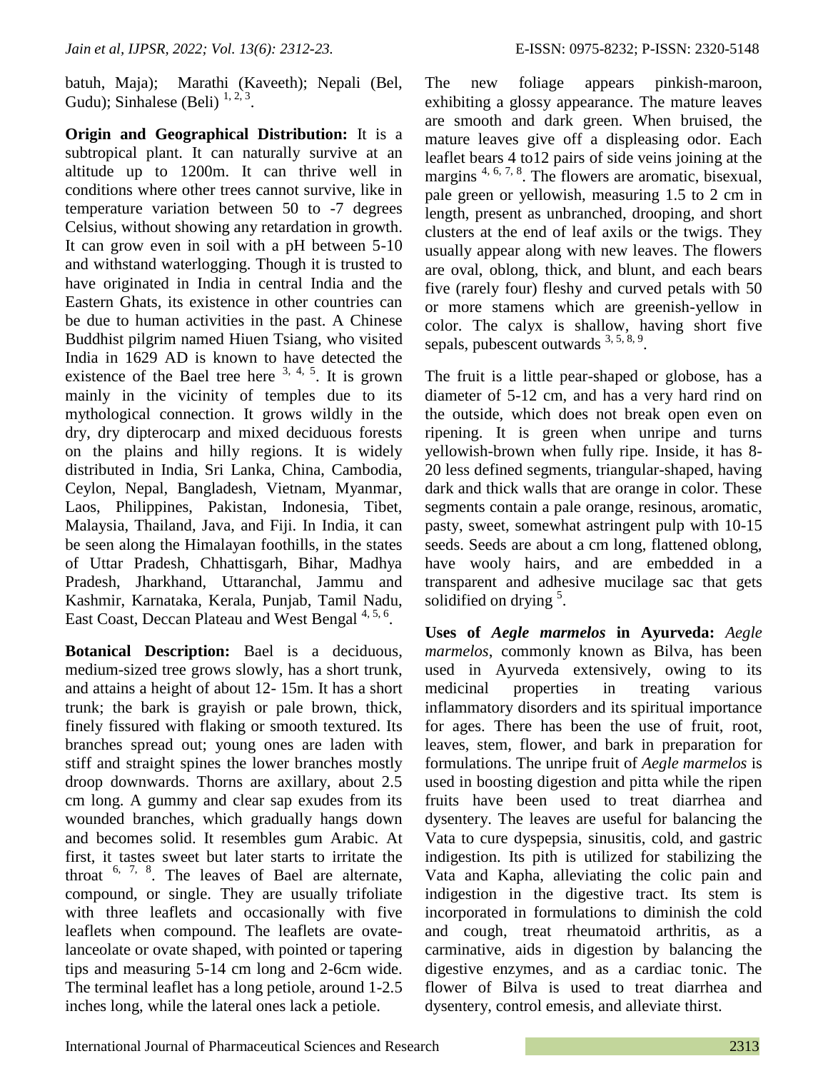batuh, Maja); Marathi (Kaveeth); Nepali (Bel, Gudu); Sinhalese (Beli) [1, 2, 3].

**Origin and Geographical Distribution:** It is a subtropical plant. It can naturally survive at an altitude up to 1200m. It can thrive well in conditions where other trees cannot survive, like in temperature variation between 50 to -7 degrees Celsius, without showing any retardation in growth. It can grow even in soil with a pH between 5-10 and withstand waterlogging. Though it is trusted to have originated in India in central India and the Eastern Ghats, its existence in other countries can be due to human activities in the past. A Chinese Buddhist pilgrim named Hiuen Tsiang, who visited India in 1629 AD is known to have detected the existence of the Bael tree here [3, 4, 5]. It is grown mainly in the vicinity of temples due to its mythological connection. It grows wildly in the dry, dry dipterocarp and mixed deciduous forests on the plains and hilly regions. It is widely distributed in India, Sri Lanka, China, Cambodia, Ceylon, Nepal, Bangladesh, Vietnam, Myanmar, Laos, Philippines, Pakistan, Indonesia, Tibet, Malaysia, Thailand, Java, and Fiji. In India, it can be seen along the Himalayan foothills, in the states of Uttar Pradesh, Chhattisgarh, Bihar, Madhya Pradesh, Jharkhand, Uttaranchal, Jammu and Kashmir, Karnataka, Kerala, Punjab, Tamil Nadu, East Coast, Deccan Plateau and West Bengal [4, 5, 6].

**Botanical Description:** Bael is a deciduous, medium-sized tree grows slowly, has a short trunk, and attains a height of about 12- 15m. It has a short trunk; the bark is grayish or pale brown, thick, finely fissured with flaking or smooth textured. Its branches spread out; young ones are laden with stiff and straight spines the lower branches mostly droop downwards. Thorns are axillary, about 2.5 cm long. A gummy and clear sap exudes from its wounded branches, which gradually hangs down and becomes solid. It resembles gum Arabic. At first, it tastes sweet but later starts to irritate the throat [6, 7, 8]. The leaves of Bael are alternate, compound, or single. They are usually trifoliate with three leaflets and occasionally with five leaflets when compound. The leaflets are ovate-lanceolate or ovate shaped, with pointed or tapering tips and measuring 5-14 cm long and 2-6cm wide. The terminal leaflet has a long petiole, around 1-2.5 inches long, while the lateral ones lack a petiole.

The new foliage appears pinkish-maroon, exhibiting a glossy appearance. The mature leaves are smooth and dark green. When bruised, the mature leaves give off a displeasing odor. Each leaflet bears 4 to12 pairs of side veins joining at the margins [4, 6, 7, 8]. The flowers are aromatic, bisexual, pale green or yellowish, measuring 1.5 to 2 cm in length, present as unbranched, drooping, and short clusters at the end of leaf axils or the twigs. They usually appear along with new leaves. The flowers are oval, oblong, thick, and blunt, and each bears five (rarely four) fleshy and curved petals with 50 or more stamens which are greenish-yellow in color. The calyx is shallow, having short five sepals, pubescent outwards [3, 5, 8, 9].

The fruit is a little pear-shaped or globose, has a diameter of 5-12 cm, and has a very hard rind on the outside, which does not break open even on ripening. It is green when unripe and turns yellowish-brown when fully ripe. Inside, it has 8-20 less defined segments, triangular-shaped, having dark and thick walls that are orange in color. These segments contain a pale orange, resinous, aromatic, pasty, sweet, somewhat astringent pulp with 10-15 seeds. Seeds are about a cm long, flattened oblong, have wooly hairs, and are embedded in a transparent and adhesive mucilage sac that gets solidified on drying [5].

**Uses of *Aegle marmelos* in Ayurveda:** *Aegle marmelos*, commonly known as Bilva, has been used in Ayurveda extensively, owing to its medicinal properties in treating various inflammatory disorders and its spiritual importance for ages. There has been the use of fruit, root, leaves, stem, flower, and bark in preparation for formulations. The unripe fruit of *Aegle marmelos* is used in boosting digestion and pitta while the ripen fruits have been used to treat diarrhea and dysentery. The leaves are useful for balancing the Vata to cure dyspepsia, sinusitis, cold, and gastric indigestion. Its pith is utilized for stabilizing the Vata and Kapha, alleviating the colic pain and indigestion in the digestive tract. Its stem is incorporated in formulations to diminish the cold and cough, treat rheumatoid arthritis, as a carminative, aids in digestion by balancing the digestive enzymes, and as a cardiac tonic. The flower of Bilva is used to treat diarrhea and dysentery, control emesis, and alleviate thirst.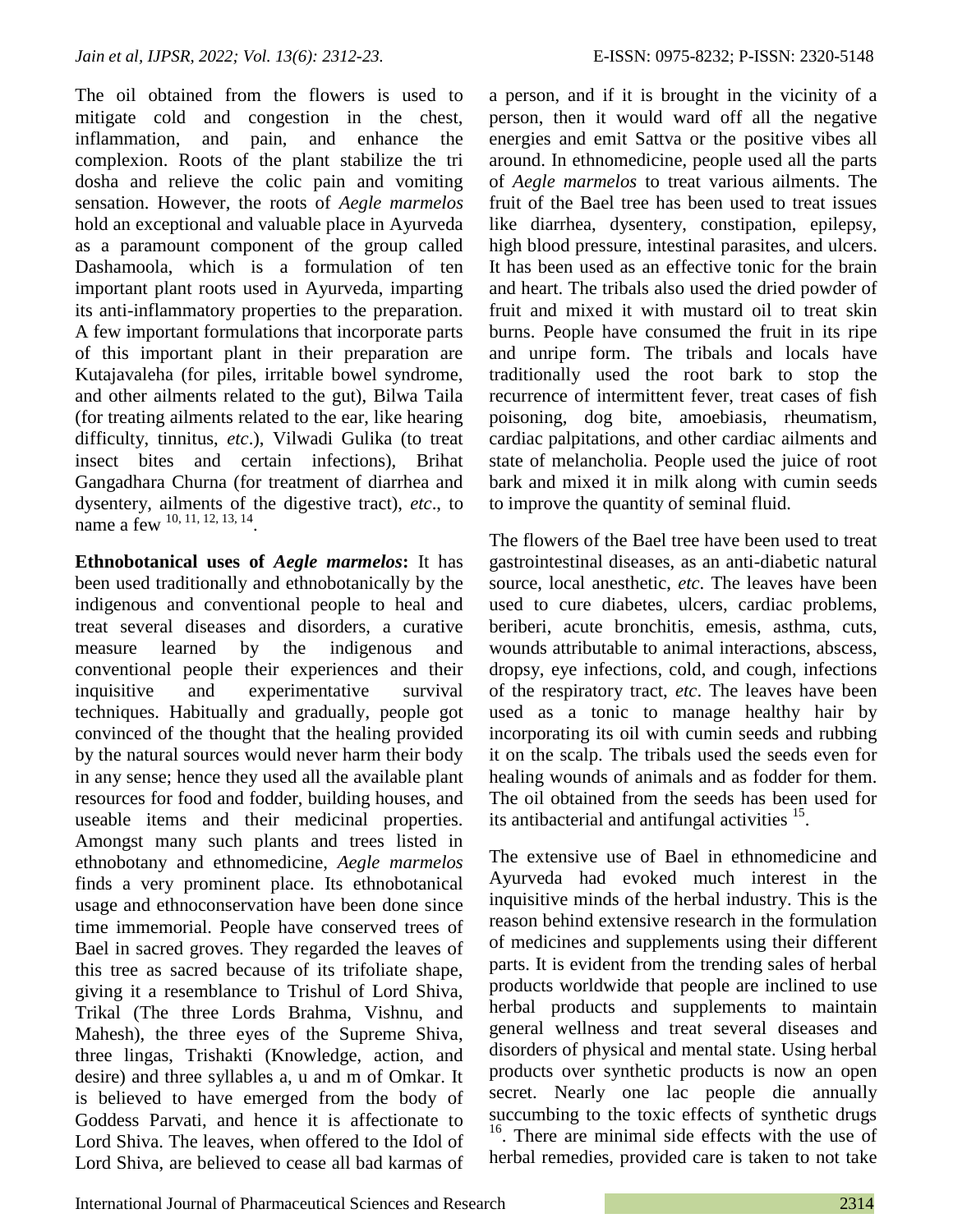The oil obtained from the flowers is used to mitigate cold and congestion in the chest, inflammation, and pain, and enhance the complexion. Roots of the plant stabilize the tri dosha and relieve the colic pain and vomiting sensation. However, the roots of *Aegle marmelos* hold an exceptional and valuable place in Ayurveda as a paramount component of the group called Dashamoola, which is a formulation of ten important plant roots used in Ayurveda, imparting its anti-inflammatory properties to the preparation. A few important formulations that incorporate parts of this important plant in their preparation are Kutajavaleha (for piles, irritable bowel syndrome, and other ailments related to the gut), Bilwa Taila (for treating ailments related to the ear, like hearing difficulty, tinnitus, *etc*.), Vilwadi Gulika (to treat insect bites and certain infections), Brihat Gangadhara Churna (for treatment of diarrhea and dysentery, ailments of the digestive tract), *etc*., to name a few [10, 11, 12, 13, 14].

**Ethnobotanical uses of *Aegle marmelos*:** It has been used traditionally and ethnobotanically by the indigenous and conventional people to heal and treat several diseases and disorders, a curative measure learned by the indigenous and conventional people their experiences and their inquisitive and experimentative survival techniques. Habitually and gradually, people got convinced of the thought that the healing provided by the natural sources would never harm their body in any sense; hence they used all the available plant resources for food and fodder, building houses, and useable items and their medicinal properties. Amongst many such plants and trees listed in ethnobotany and ethnomedicine, *Aegle marmelos* finds a very prominent place. Its ethnobotanical usage and ethnoconservation have been done since time immemorial. People have conserved trees of Bael in sacred groves. They regarded the leaves of this tree as sacred because of its trifoliate shape, giving it a resemblance to Trishul of Lord Shiva, Trikal (The three Lords Brahma, Vishnu, and Mahesh), the three eyes of the Supreme Shiva, three lingas, Trishakti (Knowledge, action, and desire) and three syllables a, u and m of Omkar. It is believed to have emerged from the body of Goddess Parvati, and hence it is affectionate to Lord Shiva. The leaves, when offered to the Idol of Lord Shiva, are believed to cease all bad karmas of a person, and if it is brought in the vicinity of a person, then it would ward off all the negative energies and emit Sattva or the positive vibes all around. In ethnomedicine, people used all the parts of *Aegle marmelos* to treat various ailments. The fruit of the Bael tree has been used to treat issues like diarrhea, dysentery, constipation, epilepsy, high blood pressure, intestinal parasites, and ulcers. It has been used as an effective tonic for the brain and heart. The tribals also used the dried powder of fruit and mixed it with mustard oil to treat skin burns. People have consumed the fruit in its ripe and unripe form. The tribals and locals have traditionally used the root bark to stop the recurrence of intermittent fever, treat cases of fish poisoning, dog bite, amoebiasis, rheumatism, cardiac palpitations, and other cardiac ailments and state of melancholia. People used the juice of root bark and mixed it in milk along with cumin seeds to improve the quantity of seminal fluid.

The flowers of the Bael tree have been used to treat gastrointestinal diseases, as an anti-diabetic natural source, local anesthetic, *etc*. The leaves have been used to cure diabetes, ulcers, cardiac problems, beriberi, acute bronchitis, emesis, asthma, cuts, wounds attributable to animal interactions, abscess, dropsy, eye infections, cold, and cough, infections of the respiratory tract, *etc*. The leaves have been used as a tonic to manage healthy hair by incorporating its oil with cumin seeds and rubbing it on the scalp. The tribals used the seeds even for healing wounds of animals and as fodder for them. The oil obtained from the seeds has been used for its antibacterial and antifungal activities [15].

The extensive use of Bael in ethnomedicine and Ayurveda had evoked much interest in the inquisitive minds of the herbal industry. This is the reason behind extensive research in the formulation of medicines and supplements using their different parts. It is evident from the trending sales of herbal products worldwide that people are inclined to use herbal products and supplements to maintain general wellness and treat several diseases and disorders of physical and mental state. Using herbal products over synthetic products is now an open secret. Nearly one lac people die annually succumbing to the toxic effects of synthetic drugs [16]. There are minimal side effects with the use of herbal remedies, provided care is taken to not take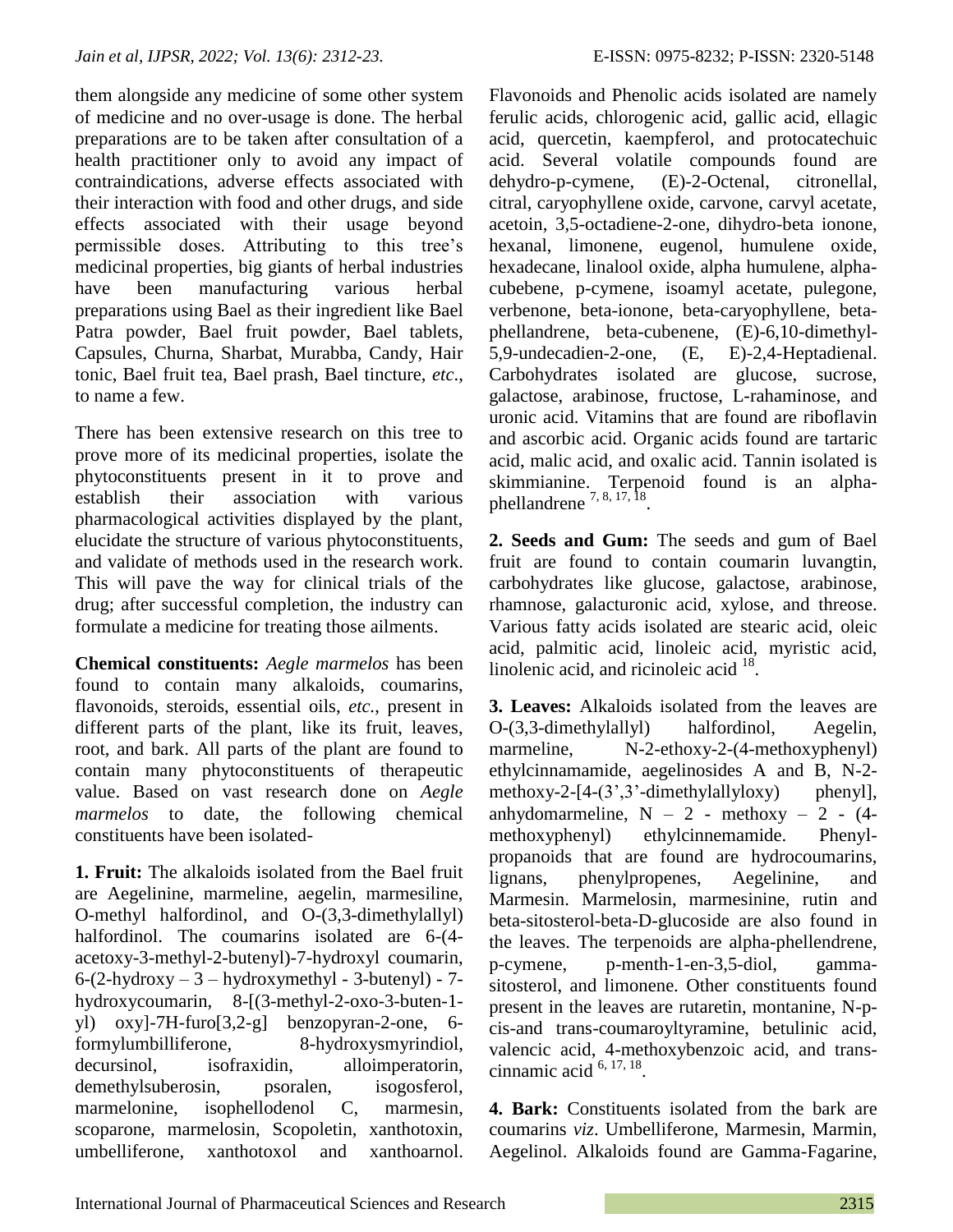them alongside any medicine of some other system of medicine and no over-usage is done. The herbal preparations are to be taken after consultation of a health practitioner only to avoid any impact of contraindications, adverse effects associated with their interaction with food and other drugs, and side effects associated with their usage beyond permissible doses. Attributing to this tree's medicinal properties, big giants of herbal industries have been manufacturing various herbal preparations using Bael as their ingredient like Bael Patra powder, Bael fruit powder, Bael tablets, Capsules, Churna, Sharbat, Murabba, Candy, Hair tonic, Bael fruit tea, Bael prash, Bael tincture, *etc*., to name a few.

There has been extensive research on this tree to prove more of its medicinal properties, isolate the phytoconstituents present in it to prove and establish their association with various pharmacological activities displayed by the plant, elucidate the structure of various phytoconstituents, and validate of methods used in the research work. This will pave the way for clinical trials of the drug; after successful completion, the industry can formulate a medicine for treating those ailments.

**Chemical constituents:** *Aegle marmelos* has been found to contain many alkaloids, coumarins, flavonoids, steroids, essential oils, *etc.*, present in different parts of the plant, like its fruit, leaves, root, and bark. All parts of the plant are found to contain many phytoconstituents of therapeutic value. Based on vast research done on *Aegle marmelos* to date, the following chemical constituents have been isolated-

**1. Fruit:** The alkaloids isolated from the Bael fruit are Aegelinine, marmeline, aegelin, marmesiline, O-methyl halfordinol, and O-(3,3-dimethylallyl) halfordinol. The coumarins isolated are 6-(4-acetoxy-3-methyl-2-butenyl)-7-hydroxyl coumarin, 6-(2-hydroxy – 3 – hydroxymethyl - 3-butenyl) - 7-hydroxycoumarin, 8-[(3-methyl-2-oxo-3-buten-1-yl) oxy]-7H-furo[3,2-g] benzopyran-2-one, 6-formylumbilliferone, 8-hydroxysmyrindiol, decursinol, isofraxidin, alloimperatorin, demethylsuberosin, psoralen, isogosferol, marmelonine, isophellodenol C, marmesin, scoparone, marmelosin, Scopoletin, xanthotoxin, umbelliferone, xanthotoxol and xanthoarnol. Flavonoids and Phenolic acids isolated are namely ferulic acids, chlorogenic acid, gallic acid, ellagic acid, quercetin, kaempferol, and protocatechuic acid. Several volatile compounds found are dehydro-p-cymene, (E)-2-Octenal, citronellal, citral, caryophyllene oxide, carvone, carvyl acetate, acetoin, 3,5-octadiene-2-one, dihydro-beta ionone, hexanal, limonene, eugenol, humulene oxide, hexadecane, linalool oxide, alpha humulene, alpha-cubebene, p-cymene, isoamyl acetate, pulegone, verbenone, beta-ionone, beta-caryophyllene, beta-phellandrene, beta-cubenene, (E)-6,10-dimethyl-5,9-undecadien-2-one, (E, E)-2,4-Heptadienal. Carbohydrates isolated are glucose, sucrose, galactose, arabinose, fructose, L-rahaminose, and uronic acid. Vitamins that are found are riboflavin and ascorbic acid. Organic acids found are tartaric acid, malic acid, and oxalic acid. Tannin isolated is skimmianine. Terpenoid found is an alpha-phellandrene [7, 8, 17, 18].

**2. Seeds and Gum:** The seeds and gum of Bael fruit are found to contain coumarin luvangtin, carbohydrates like glucose, galactose, arabinose, rhamnose, galacturonic acid, xylose, and threose. Various fatty acids isolated are stearic acid, oleic acid, palmitic acid, linoleic acid, myristic acid, linolenic acid, and ricinoleic acid [18].

**3. Leaves:** Alkaloids isolated from the leaves are O-(3,3-dimethylallyl) halfordinol, Aegelin, marmeline, N-2-ethoxy-2-(4-methoxyphenyl) ethylcinnamamide, aegelinosides A and B, N-2-methoxy-2-[4-(3',3'-dimethylallyloxy) phenyl], anhydomarmeline, N – 2 - methoxy – 2 - (4-methoxyphenyl) ethylcinnemamide. Phenyl-propanoids that are found are hydrocoumarins, lignans, phenylpropenes, Aegelinine, and Marmesin. Marmelosin, marmesinine, rutin and beta-sitosterol-beta-D-glucoside are also found in the leaves. The terpenoids are alpha-phellendrene, p-cymene, p-menth-1-en-3,5-diol, gamma-sitosterol, and limonene. Other constituents found present in the leaves are rutaretin, montanine, N-p-cis-and trans-coumaroyltyramine, betulinic acid, valencic acid, 4-methoxybenzoic acid, and trans-cinnamic acid [6, 17, 18].

**4. Bark:** Constituents isolated from the bark are coumarins *viz*. Umbelliferone, Marmesin, Marmin, Aegelinol. Alkaloids found are Gamma-Fagarine,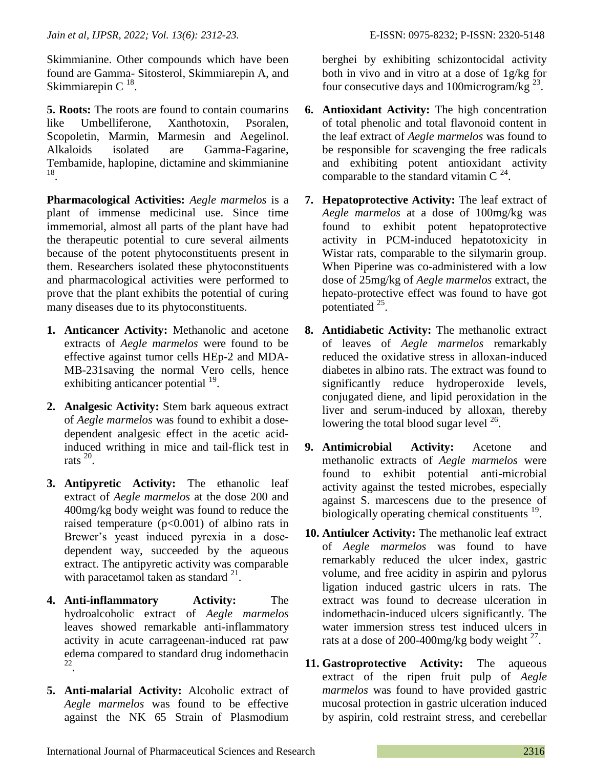Skimmianine. Other compounds which have been found are Gamma- Sitosterol, Skimmiarepin A, and Skimmiarepin C [18].

**5. Roots:** The roots are found to contain coumarins like Umbelliferone, Xanthotoxin, Psoralen, Scopoletin, Marmin, Marmesin and Aegelinol. Alkaloids isolated are Gamma-Fagarine, Tembamide, haplopine, dictamine and skimmianine [18].

**Pharmacological Activities:** *Aegle marmelos* is a plant of immense medicinal use. Since time immemorial, almost all parts of the plant have had the therapeutic potential to cure several ailments because of the potent phytoconstituents present in them. Researchers isolated these phytoconstituents and pharmacological activities were performed to prove that the plant exhibits the potential of curing many diseases due to its phytoconstituents.

1. **Anticancer Activity:** Methanolic and acetone extracts of *Aegle marmelos* were found to be effective against tumor cells HEp-2 and MDA-MB-231saving the normal Vero cells, hence exhibiting anticancer potential [19].

2. **Analgesic Activity:** Stem bark aqueous extract of *Aegle marmelos* was found to exhibit a dose-dependent analgesic effect in the acetic acid-induced writhing in mice and tail-flick test in rats [20].

3. **Antipyretic Activity:** The ethanolic leaf extract of *Aegle marmelos* at the dose 200 and 400mg/kg body weight was found to reduce the raised temperature ($p<0.001$) of albino rats in Brewer's yeast induced pyrexia in a dose-dependent way, succeeded by the aqueous extract. The antipyretic activity was comparable with paracetamol taken as standard [21].

4. **Anti-inflammatory Activity:** The hydroalcoholic extract of *Aegle marmelos* leaves showed remarkable anti-inflammatory activity in acute carrageenan-induced rat paw edema compared to standard drug indomethacin [22].

5. **Anti-malarial Activity:** Alcoholic extract of *Aegle marmelos* was found to be effective against the NK 65 Strain of Plasmodium berghei by exhibiting schizontocidal activity both in vivo and in vitro at a dose of 1g/kg for four consecutive days and 100microgram/kg [23].

6. **Antioxidant Activity:** The high concentration of total phenolic and total flavonoid content in the leaf extract of *Aegle marmelos* was found to be responsible for scavenging the free radicals and exhibiting potent antioxidant activity comparable to the standard vitamin C [24].

7. **Hepatoprotective Activity:** The leaf extract of *Aegle marmelos* at a dose of 100mg/kg was found to exhibit potent hepatoprotective activity in PCM-induced hepatotoxicity in Wistar rats, comparable to the silymarin group. When Piperine was co-administered with a low dose of 25mg/kg of *Aegle marmelos* extract, the hepato-protective effect was found to have got potentiated [25].

8. **Antidiabetic Activity:** The methanolic extract of leaves of *Aegle marmelos* remarkably reduced the oxidative stress in alloxan-induced diabetes in albino rats. The extract was found to significantly reduce hydroperoxide levels, conjugated diene, and lipid peroxidation in the liver and serum-induced by alloxan, thereby lowering the total blood sugar level [26].

9. **Antimicrobial Activity:** Acetone and methanolic extracts of *Aegle marmelos* were found to exhibit potential anti-microbial activity against the tested microbes, especially against S. marcescens due to the presence of biologically operating chemical constituents [19].

10. **Antiulcer Activity:** The methanolic leaf extract of *Aegle marmelos* was found to have remarkably reduced the ulcer index, gastric volume, and free acidity in aspirin and pylorus ligation induced gastric ulcers in rats. The extract was found to decrease ulceration in indomethacin-induced ulcers significantly. The water immersion stress test induced ulcers in rats at a dose of 200-400mg/kg body weight [27].

11. **Gastroprotective Activity:** The aqueous extract of the ripen fruit pulp of *Aegle marmelos* was found to have provided gastric mucosal protection in gastric ulceration induced by aspirin, cold restraint stress, and cerebellar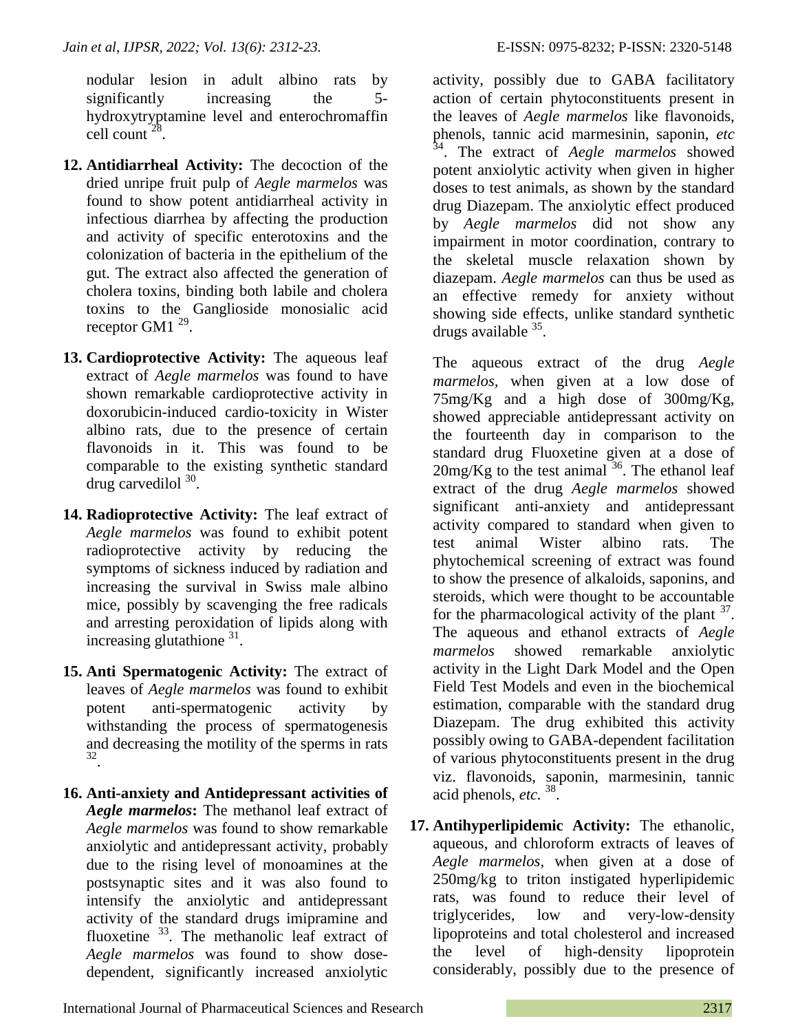nodular lesion in adult albino rats by significantly increasing the 5-hydroxytryptamine level and enterochromaffin cell count [28].

12. **Antidiarrheal Activity:** The decoction of the dried unripe fruit pulp of *Aegle marmelos* was found to show potent antidiarrheal activity in infectious diarrhea by affecting the production and activity of specific enterotoxins and the colonization of bacteria in the epithelium of the gut. The extract also affected the generation of cholera toxins, binding both labile and cholera toxins to the Ganglioside monosialic acid receptor GM1 [29].

13. **Cardioprotective Activity:** The aqueous leaf extract of *Aegle marmelos* was found to have shown remarkable cardioprotective activity in doxorubicin-induced cardio-toxicity in Wister albino rats, due to the presence of certain flavonoids in it. This was found to be comparable to the existing synthetic standard drug carvedilol [30].

14. **Radioprotective Activity:** The leaf extract of *Aegle marmelos* was found to exhibit potent radioprotective activity by reducing the symptoms of sickness induced by radiation and increasing the survival in Swiss male albino mice, possibly by scavenging the free radicals and arresting peroxidation of lipids along with increasing glutathione [31].

15. **Anti Spermatogenic Activity:** The extract of leaves of *Aegle marmelos* was found to exhibit potent anti-spermatogenic activity by withstanding the process of spermatogenesis and decreasing the motility of the sperms in rats [32].

16. **Anti-anxiety and Antidepressant activities of *Aegle marmelos*:** The methanol leaf extract of *Aegle marmelos* was found to show remarkable anxiolytic and antidepressant activity, probably due to the rising level of monoamines at the postsynaptic sites and it was also found to intensify the anxiolytic and antidepressant activity of the standard drugs imipramine and fluoxetine [33]. The methanolic leaf extract of *Aegle marmelos* was found to show dose-dependent, significantly increased anxiolytic activity, possibly due to GABA facilitatory action of certain phytoconstituents present in the leaves of *Aegle marmelos* like flavonoids, phenols, tannic acid marmesinin, saponin, *etc* [34]. The extract of *Aegle marmelos* showed potent anxiolytic activity when given in higher doses to test animals, as shown by the standard drug Diazepam. The anxiolytic effect produced by *Aegle marmelos* did not show any impairment in motor coordination, contrary to the skeletal muscle relaxation shown by diazepam. *Aegle marmelos* can thus be used as an effective remedy for anxiety without showing side effects, unlike standard synthetic drugs available [35].

    The aqueous extract of the drug *Aegle marmelos*, when given at a low dose of 75mg/Kg and a high dose of 300mg/Kg, showed appreciable antidepressant activity on the fourteenth day in comparison to the standard drug Fluoxetine given at a dose of 20mg/Kg to the test animal [36]. The ethanol leaf extract of the drug *Aegle marmelos* showed significant anti-anxiety and antidepressant activity compared to standard when given to test animal Wister albino rats. The phytochemical screening of extract was found to show the presence of alkaloids, saponins, and steroids, which were thought to be accountable for the pharmacological activity of the plant [37]. The aqueous and ethanol extracts of *Aegle marmelos* showed remarkable anxiolytic activity in the Light Dark Model and the Open Field Test Models and even in the biochemical estimation, comparable with the standard drug Diazepam. The drug exhibited this activity possibly owing to GABA-dependent facilitation of various phytoconstituents present in the drug viz. flavonoids, saponin, marmesinin, tannic acid phenols, *etc.* [38].

17. **Antihyperlipidemic Activity:** The ethanolic, aqueous, and chloroform extracts of leaves of *Aegle marmelos*, when given at a dose of 250mg/kg to triton instigated hyperlipidemic rats, was found to reduce their level of triglycerides, low and very-low-density lipoproteins and total cholesterol and increased the level of high-density lipoprotein considerably, possibly due to the presence of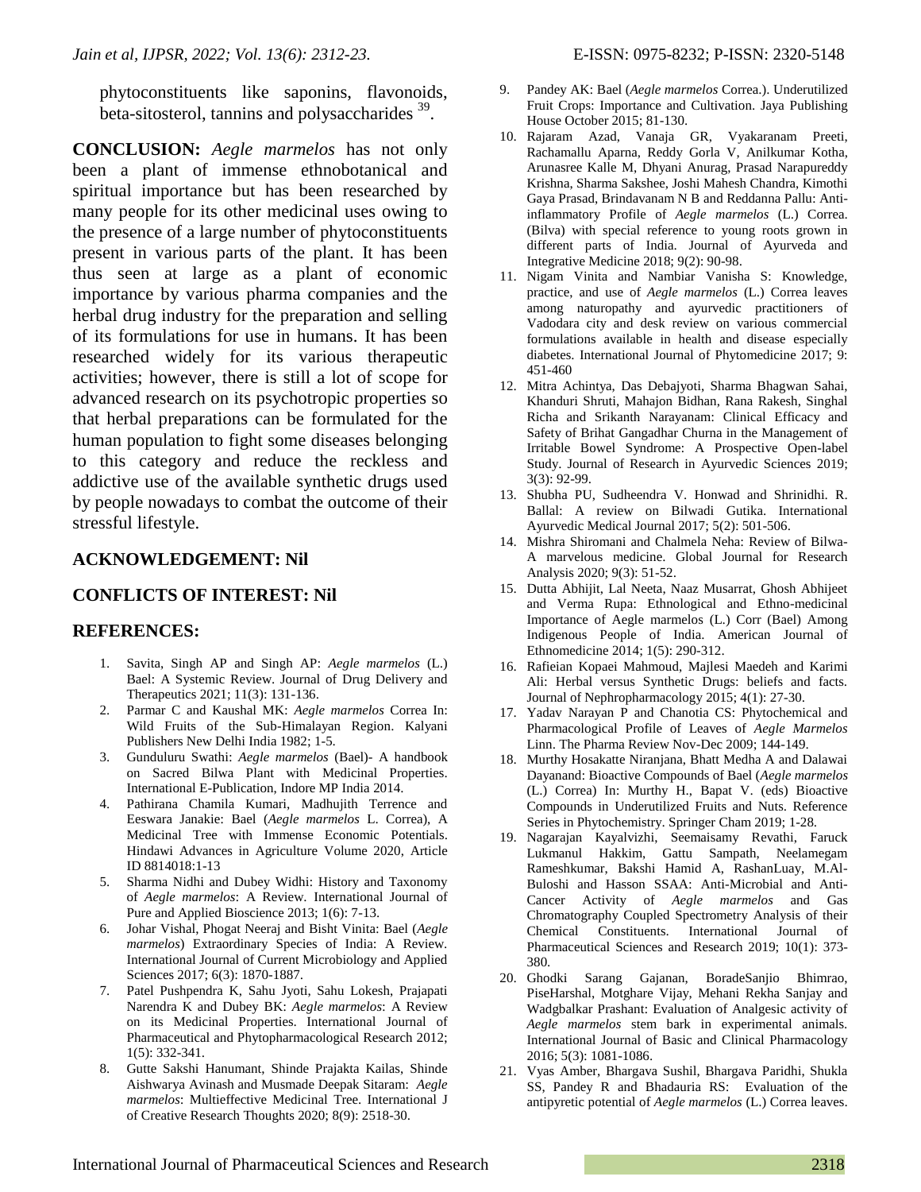phytoconstituents like saponins, flavonoids, beta-sitosterol, tannins and polysaccharides [39].

**CONCLUSION:** *Aegle marmelos* has not only been a plant of immense ethnobotanical and spiritual importance but has been researched by many people for its other medicinal uses owing to the presence of a large number of phytoconstituents present in various parts of the plant. It has been thus seen at large as a plant of economic importance by various pharma companies and the herbal drug industry for the preparation and selling of its formulations for use in humans. It has been researched widely for its various therapeutic activities; however, there is still a lot of scope for advanced research on its psychotropic properties so that herbal preparations can be formulated for the human population to fight some diseases belonging to this category and reduce the reckless and addictive use of the available synthetic drugs used by people nowadays to combat the outcome of their stressful lifestyle.

**ACKNOWLEDGEMENT: Nil**

**CONFLICTS OF INTEREST: Nil**

**REFERENCES:**

1. Savita, Singh AP and Singh AP: *Aegle marmelos* (L.) Bael: A Systemic Review. Journal of Drug Delivery and Therapeutics 2021; 11(3): 131-136.
2. Parmar C and Kaushal MK: *Aegle marmelos* Correa In: Wild Fruits of the Sub-Himalayan Region. Kalyani Publishers New Delhi India 1982; 1-5.
3. Gunduluru Swathi: *Aegle marmelos* (Bael)- A handbook on Sacred Bilwa Plant with Medicinal Properties. International E-Publication, Indore MP India 2014.
4. Pathirana Chamila Kumari, Madhujith Terrence and Eeswara Janakie: Bael (*Aegle marmelos* L. Correa), A Medicinal Tree with Immense Economic Potentials. Hindawi Advances in Agriculture Volume 2020, Article ID 8814018:1-13
5. Sharma Nidhi and Dubey Widhi: History and Taxonomy of *Aegle marmelos*: A Review. International Journal of Pure and Applied Bioscience 2013; 1(6): 7-13.
6. Johar Vishal, Phogat Neeraj and Bisht Vinita: Bael (*Aegle marmelos*) Extraordinary Species of India: A Review. International Journal of Current Microbiology and Applied Sciences 2017; 6(3): 1870-1887.
7. Patel Pushpendra K, Sahu Jyoti, Sahu Lokesh, Prajapati Narendra K and Dubey BK: *Aegle marmelos*: A Review on its Medicinal Properties. International Journal of Pharmaceutical and Phytopharmacological Research 2012; 1(5): 332-341.
8. Gutte Sakshi Hanumant, Shinde Prajakta Kailas, Shinde Aishwarya Avinash and Musmade Deepak Sitaram: *Aegle marmelos*: Multieffective Medicinal Tree. International J of Creative Research Thoughts 2020; 8(9): 2518-30.
9. Pandey AK: Bael (*Aegle marmelos* Correa.). Underutilized Fruit Crops: Importance and Cultivation. Jaya Publishing House October 2015; 81-130.
10. Rajaram Azad, Vanaja GR, Vyakaranam Preeti, Rachamallu Aparna, Reddy Gorla V, Anilkumar Kotha, Arunasree Kalle M, Dhyani Anurag, Prasad Narapureddy Krishna, Sharma Sakshee, Joshi Mahesh Chandra, Kimothi Gaya Prasad, Brindavanam N B and Reddanna Pallu: Anti-inflammatory Profile of *Aegle marmelos* (L.) Correa. (Bilva) with special reference to young roots grown in different parts of India. Journal of Ayurveda and Integrative Medicine 2018; 9(2): 90-98.
11. Nigam Vinita and Nambiar Vanisha S: Knowledge, practice, and use of *Aegle marmelos* (L.) Correa leaves among naturopathy and ayurvedic practitioners of Vadodara city and desk review on various commercial formulations available in health and disease especially diabetes. International Journal of Phytomedicine 2017; 9: 451-460
12. Mitra Achintya, Das Debajyoti, Sharma Bhagwan Sahai, Khanduri Shruti, Mahajon Bidhan, Rana Rakesh, Singhal Richa and Srikanth Narayanam: Clinical Efficacy and Safety of Brihat Gangadhar Churna in the Management of Irritable Bowel Syndrome: A Prospective Open-label Study. Journal of Research in Ayurvedic Sciences 2019; 3(3): 92-99.
13. Shubha PU, Sudheendra V. Honwad and Shrinidhi. R. Ballal: A review on Bilwadi Gutika. International Ayurvedic Medical Journal 2017; 5(2): 501-506.
14. Mishra Shiromani and Chalmela Neha: Review of Bilwa- A marvelous medicine. Global Journal for Research Analysis 2020; 9(3): 51-52.
15. Dutta Abhijit, Lal Neeta, Naaz Musarrat, Ghosh Abhijeet and Verma Rupa: Ethnological and Ethno-medicinal Importance of Aegle marmelos (L.) Corr (Bael) Among Indigenous People of India. American Journal of Ethnomedicine 2014; 1(5): 290-312.
16. Rafieian Kopaei Mahmoud, Majlesi Maedeh and Karimi Ali: Herbal versus Synthetic Drugs: beliefs and facts. Journal of Nephropharmacology 2015; 4(1): 27-30.
17. Yadav Narayan P and Chanotia CS: Phytochemical and Pharmacological Profile of Leaves of *Aegle Marmelos* Linn. The Pharma Review Nov-Dec 2009; 144-149.
18. Murthy Hosakatte Niranjana, Bhatt Medha A and Dalawai Dayanand: Bioactive Compounds of Bael (*Aegle marmelos* (L.) Correa) In: Murthy H., Bapat V. (eds) Bioactive Compounds in Underutilized Fruits and Nuts. Reference Series in Phytochemistry. Springer Cham 2019; 1-28.
19. Nagarajan Kayalvizhi, Seemaisamy Revathi, Faruck Lukmanul Hakkim, Gattu Sampath, Neelamegam Rameshkumar, Bakshi Hamid A, RashanLuay, M.Al-Buloshi and Hasson SSAA: Anti-Microbial and Anti-Cancer Activity of *Aegle marmelos* and Gas Chromatography Coupled Spectrometry Analysis of their Chemical Constituents. International Journal of Pharmaceutical Sciences and Research 2019; 10(1): 373-380.
20. Ghodki Sarang Gajanan, BoradeSanjio Bhimrao, PiseHarshal, Motghare Vijay, Mehani Rekha Sanjay and Wadgbalkar Prashant: Evaluation of Analgesic activity of *Aegle marmelos* stem bark in experimental animals. International Journal of Basic and Clinical Pharmacology 2016; 5(3): 1081-1086.
21. Vyas Amber, Bhargava Sushil, Bhargava Paridhi, Shukla SS, Pandey R and Bhadauria RS: Evaluation of the antipyretic potential of *Aegle marmelos* (L.) Correa leaves.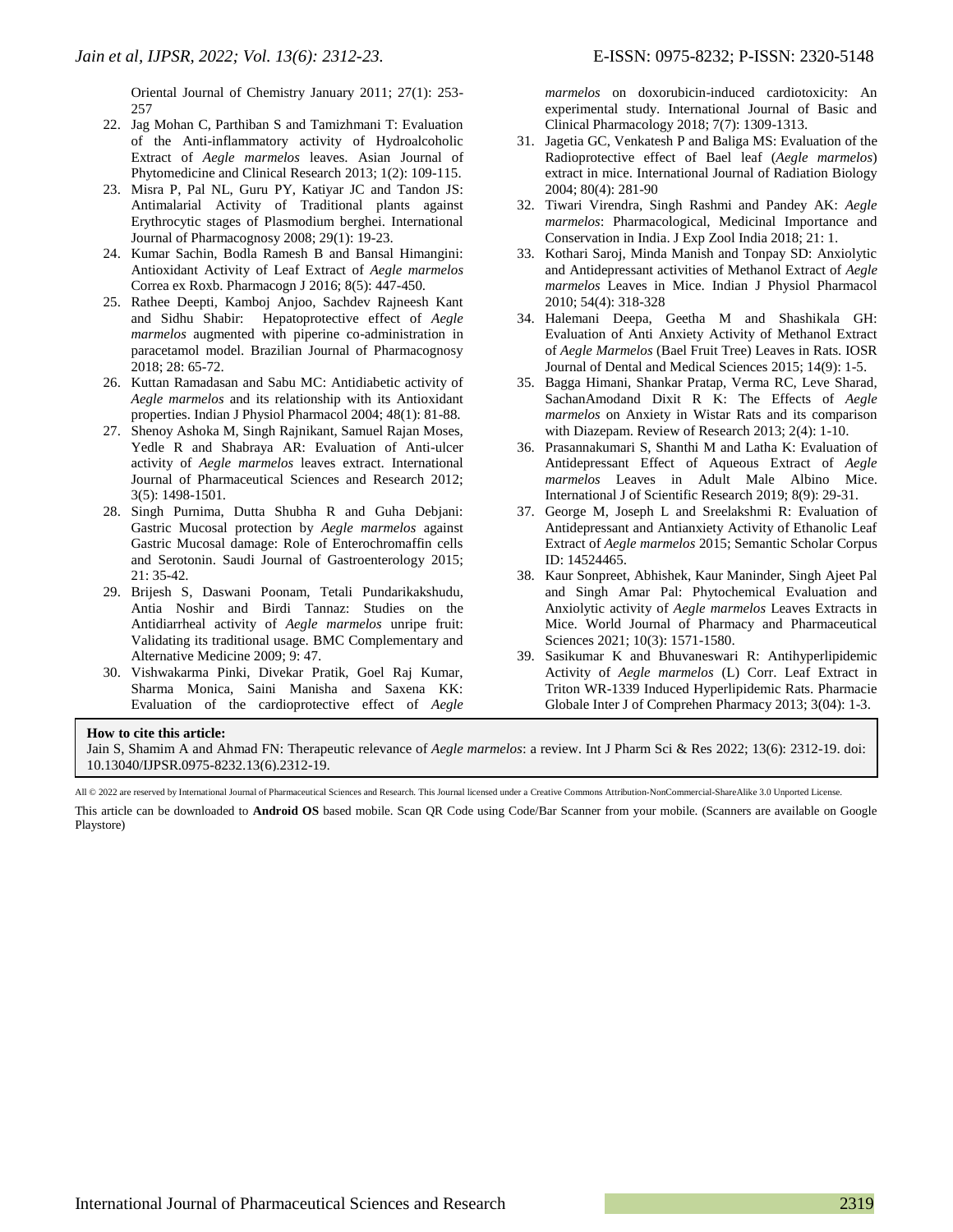Oriental Journal of Chemistry January 2011; 27(1): 253-257

22. Jag Mohan C, Parthiban S and Tamizhmani T: Evaluation of the Anti-inflammatory activity of Hydroalcoholic Extract of *Aegle marmelos* leaves. Asian Journal of Phytomedicine and Clinical Research 2013; 1(2): 109-115.
23. Misra P, Pal NL, Guru PY, Katiyar JC and Tandon JS: Antimalarial Activity of Traditional plants against Erythrocytic stages of Plasmodium berghei. International Journal of Pharmacognosy 2008; 29(1): 19-23.
24. Kumar Sachin, Bodla Ramesh B and Bansal Himangini: Antioxidant Activity of Leaf Extract of *Aegle marmelos* Correa ex Roxb. Pharmacogn J 2016; 8(5): 447-450.
25. Rathee Deepti, Kamboj Anjoo, Sachdev Rajneesh Kant and Sidhu Shabir: Hepatoprotective effect of *Aegle marmelos* augmented with piperine co-administration in paracetamol model. Brazilian Journal of Pharmacognosy 2018; 28: 65-72.
26. Kuttan Ramadasan and Sabu MC: Antidiabetic activity of *Aegle marmelos* and its relationship with its Antioxidant properties. Indian J Physiol Pharmacol 2004; 48(1): 81-88.
27. Shenoy Ashoka M, Singh Rajnikant, Samuel Rajan Moses, Yedle R and Shabraya AR: Evaluation of Anti-ulcer activity of *Aegle marmelos* leaves extract. International Journal of Pharmaceutical Sciences and Research 2012; 3(5): 1498-1501.
28. Singh Purnima, Dutta Shubha R and Guha Debjani: Gastric Mucosal protection by *Aegle marmelos* against Gastric Mucosal damage: Role of Enterochromaffin cells and Serotonin. Saudi Journal of Gastroenterology 2015; 21: 35-42.
29. Brijesh S, Daswani Poonam, Tetali Pundarikakshudu, Antia Noshir and Birdi Tannaz: Studies on the Antidiarrheal activity of *Aegle marmelos* unripe fruit: Validating its traditional usage. BMC Complementary and Alternative Medicine 2009; 9: 47.
30. Vishwakarma Pinki, Divekar Pratik, Goel Raj Kumar, Sharma Monica, Saini Manisha and Saxena KK: Evaluation of the cardioprotective effect of *Aegle marmelos* on doxorubicin-induced cardiotoxicity: An experimental study. International Journal of Basic and Clinical Pharmacology 2018; 7(7): 1309-1313.
31. Jagetia GC, Venkatesh P and Baliga MS: Evaluation of the Radioprotective effect of Bael leaf (*Aegle marmelos*) extract in mice. International Journal of Radiation Biology 2004; 80(4): 281-90
32. Tiwari Virendra, Singh Rashmi and Pandey AK: *Aegle marmelos*: Pharmacological, Medicinal Importance and Conservation in India. J Exp Zool India 2018; 21: 1.
33. Kothari Saroj, Minda Manish and Tonpay SD: Anxiolytic and Antidepressant activities of Methanol Extract of *Aegle marmelos* Leaves in Mice. Indian J Physiol Pharmacol 2010; 54(4): 318-328
34. Halemani Deepa, Geetha M and Shashikala GH: Evaluation of Anti Anxiety Activity of Methanol Extract of *Aegle Marmelos* (Bael Fruit Tree) Leaves in Rats. IOSR Journal of Dental and Medical Sciences 2015; 14(9): 1-5.
35. Bagga Himani, Shankar Pratap, Verma RC, Leve Sharad, SachanAmodand Dixit R K: The Effects of *Aegle marmelos* on Anxiety in Wistar Rats and its comparison with Diazepam. Review of Research 2013; 2(4): 1-10.
36. Prasannakumari S, Shanthi M and Latha K: Evaluation of Antidepressant Effect of Aqueous Extract of *Aegle marmelos* Leaves in Adult Male Albino Mice. International J of Scientific Research 2019; 8(9): 29-31.
37. George M, Joseph L and Sreelakshmi R: Evaluation of Antidepressant and Antianxiety Activity of Ethanolic Leaf Extract of *Aegle marmelos* 2015; Semantic Scholar Corpus ID: 14524465.
38. Kaur Sonpreet, Abhishek, Kaur Maninder, Singh Ajeet Pal and Singh Amar Pal: Phytochemical Evaluation and Anxiolytic activity of *Aegle marmelos* Leaves Extracts in Mice. World Journal of Pharmacy and Pharmaceutical Sciences 2021; 10(3): 1571-1580.
39. Sasikumar K and Bhuvaneswari R: Antihyperlipidemic Activity of *Aegle marmelos* (L) Corr. Leaf Extract in Triton WR-1339 Induced Hyperlipidemic Rats. Pharmacie Globale Inter J of Comprehen Pharmacy 2013; 3(04): 1-3.

**How to cite this article:**
Jain S, Shamim A and Ahmad FN: Therapeutic relevance of *Aegle marmelos*: a review. Int J Pharm Sci & Res 2022; 13(6): 2312-19. doi: 10.13040/IJPSR.0975-8232.13(6).2312-19.

All © 2022 are reserved by International Journal of Pharmaceutical Sciences and Research. This Journal licensed under a Creative Commons Attribution-NonCommercial-ShareAlike 3.0 Unported License.

This article can be downloaded to **Android OS** based mobile. Scan QR Code using Code/Bar Scanner from your mobile. (Scanners are available on Google Playstore)